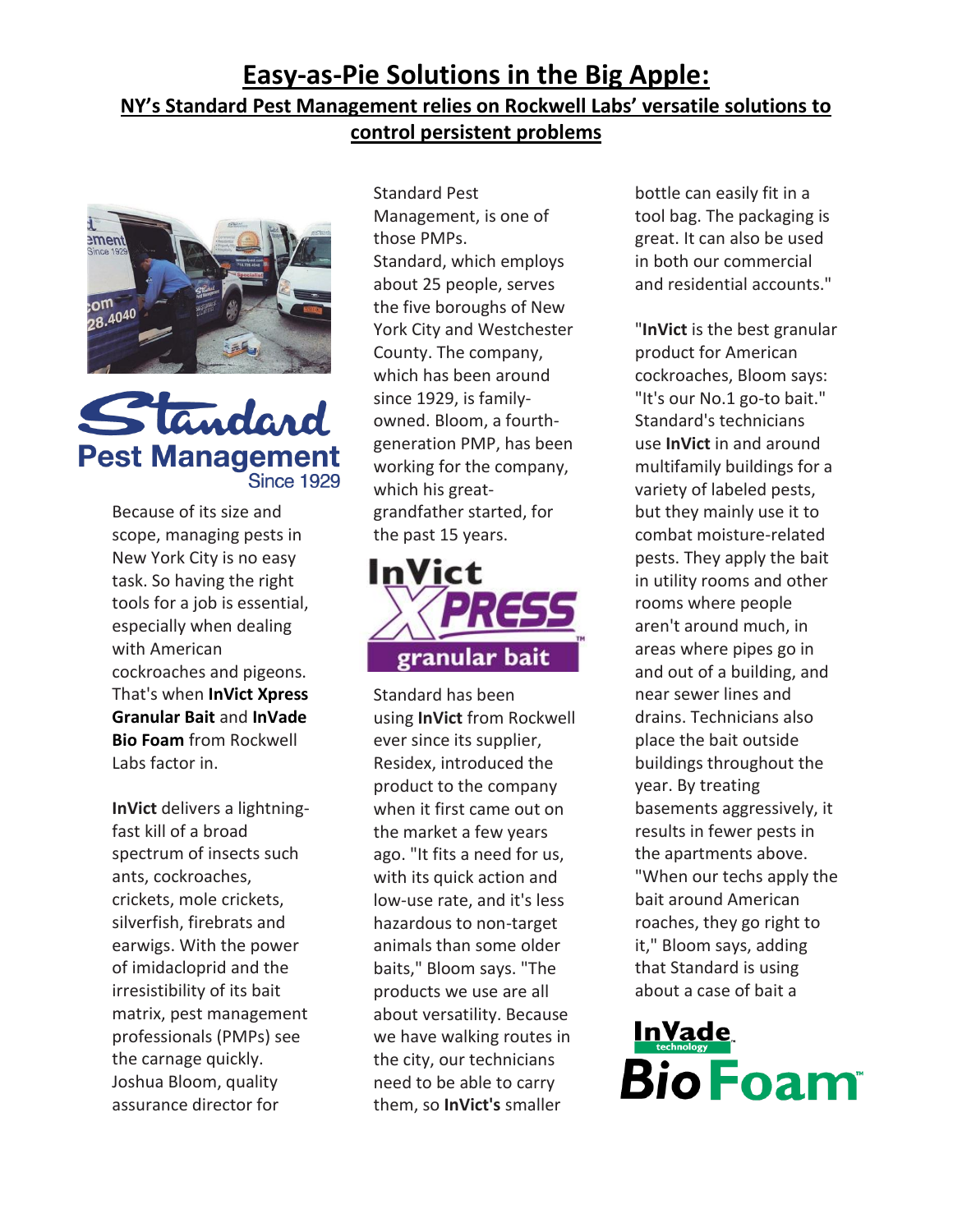# Easy-as-Pie Solutions in the Big Apple:

## NY's Standard Pest Management relies on Rockwell Labs' versatile solutions to control persistent problems

Because of its size and scope, managing pests in New York City is no easy task. So having the right tools for a job is essential, especially when dealing with American cockroaches and pigeons. That's when **InVict Xpress Granular Bait** and **InVade Bio Foam** from Rockwell Labs factor in.

**InVict** delivers a lightning-fast kill of a broad spectrum of insects such ants, cockroaches, crickets, mole crickets, silverfish, firebrats and earwigs. With the power of imidacloprid and the irresistibility of its bait matrix, pest management professionals (PMPs) see the carnage quickly. Joshua Bloom, quality assurance director for Standard Pest Management, is one of those PMPs.

Standard, which employs about 25 people, serves the five boroughs of New York City and Westchester County. The company, which has been around since 1929, is family-owned. Bloom, a fourth-generation PMP, has been working for the company, which his great-grandfather started, for the past 15 years.

Standard has been using **InVict** from Rockwell ever since its supplier, Residex, introduced the product to the company when it first came out on the market a few years ago. "It fits a need for us, with its quick action and low-use rate, and it's less hazardous to non-target animals than some older baits," Bloom says. "The products we use are all about versatility. Because we have walking routes in the city, our technicians need to be able to carry them, so **InVict's** smaller bottle can easily fit in a tool bag. The packaging is great. It can also be used in both our commercial and residential accounts."

"**InVict** is the best granular product for American cockroaches, Bloom says: "It's our No.1 go-to bait." Standard's technicians use **InVict** in and around multifamily buildings for a variety of labeled pests, but they mainly use it to combat moisture-related pests. They apply the bait in utility rooms and other rooms where people aren't around much, in areas where pipes go in and out of a building, and near sewer lines and drains. Technicians also place the bait outside buildings throughout the year. By treating basements aggressively, it results in fewer pests in the apartments above. "When our techs apply the bait around American roaches, they go right to it," Bloom says, adding that Standard is using about a case of bait a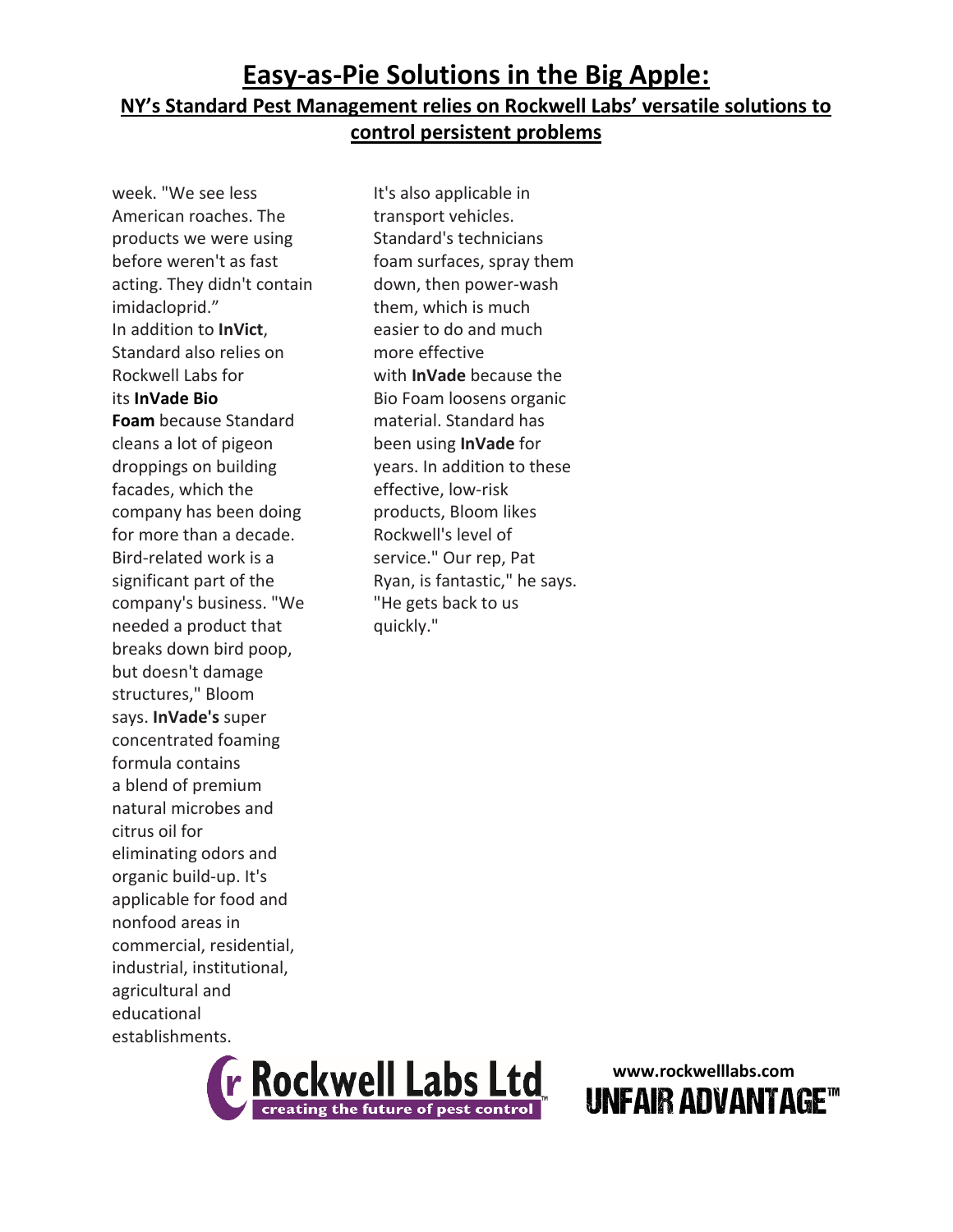# Easy-as-Pie Solutions in the Big Apple:

## NY's Standard Pest Management relies on Rockwell Labs' versatile solutions to control persistent problems

week. "We see less American roaches. The products we were using before weren't as fast acting. They didn't contain imidacloprid."

In addition to **InVict**, Standard also relies on Rockwell Labs for its **InVade Bio Foam** because Standard cleans a lot of pigeon droppings on building facades, which the company has been doing for more than a decade. Bird-related work is a significant part of the company's business. "We needed a product that breaks down bird poop, but doesn't damage structures," Bloom says. **InVade's** super concentrated foaming formula contains a blend of premium natural microbes and citrus oil for eliminating odors and organic build-up. It's applicable for food and nonfood areas in commercial, residential, industrial, institutional, agricultural and educational establishments.

It's also applicable in transport vehicles. Standard's technicians foam surfaces, spray them down, then power-wash them, which is much easier to do and much more effective with **InVade** because the Bio Foam loosens organic material. Standard has been using **InVade** for years. In addition to these effective, low-risk products, Bloom likes Rockwell's level of service." Our rep, Pat Ryan, is fantastic," he says. "He gets back to us quickly."

Rockwell Labs Ltd
creating the future of pest control

www.rockwelllabs.com
UNFAIR ADVANTAGE™